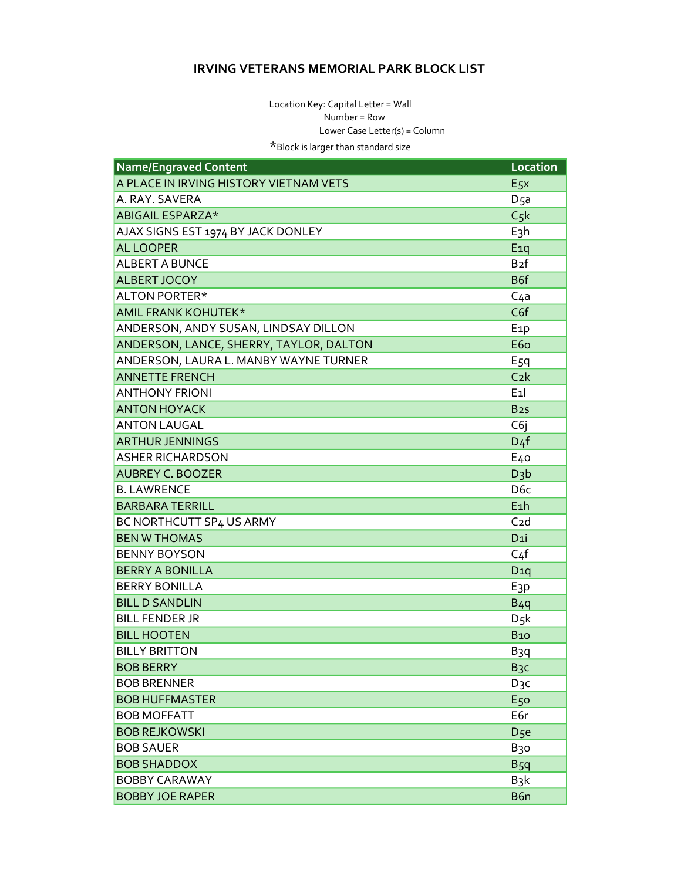# IRVING VETERANS MEMORIAL PARK BLOCK LIST

Location Key: Capital Letter = Wall
Number = Row
Lower Case Letter(s) = Column

*Block is larger than standard size

| Name/Engraved Content | Location |
|---|---|
| A PLACE IN IRVING HISTORY VIETNAM VETS | E5x |
| A. RAY. SAVERA | D5a |
| ABIGAIL ESPARZA* | C5k |
| AJAX SIGNS EST 1974 BY JACK DONLEY | E3h |
| AL LOOPER | E1q |
| ALBERT A BUNCE | B2f |
| ALBERT JOCOY | B6f |
| ALTON PORTER* | C4a |
| AMIL FRANK KOHUTEK* | C6f |
| ANDERSON, ANDY SUSAN, LINDSAY DILLON | E1p |
| ANDERSON, LANCE, SHERRY, TAYLOR, DALTON | E6o |
| ANDERSON, LAURA L. MANBY WAYNE TURNER | E5q |
| ANNETTE FRENCH | C2k |
| ANTHONY FRIONI | E1l |
| ANTON HOYACK | B2s |
| ANTON LAUGAL | C6j |
| ARTHUR JENNINGS | D4f |
| ASHER RICHARDSON | E4o |
| AUBREY C. BOOZER | D3b |
| B. LAWRENCE | D6c |
| BARBARA TERRILL | E1h |
| BC NORTHCUTT SP4 US ARMY | C2d |
| BEN W THOMAS | D1i |
| BENNY BOYSON | C4f |
| BERRY A BONILLA | D1q |
| BERRY BONILLA | E3p |
| BILL D SANDLIN | B4q |
| BILL FENDER JR | D5k |
| BILL HOOTEN | B1o |
| BILLY BRITTON | B3q |
| BOB BERRY | B3c |
| BOB BRENNER | D3c |
| BOB HUFFMASTER | E5o |
| BOB MOFFATT | E6r |
| BOB REJKOWSKI | D5e |
| BOB SAUER | B3o |
| BOB SHADDOX | B5q |
| BOBBY CARAWAY | B3k |
| BOBBY JOE RAPER | B6n |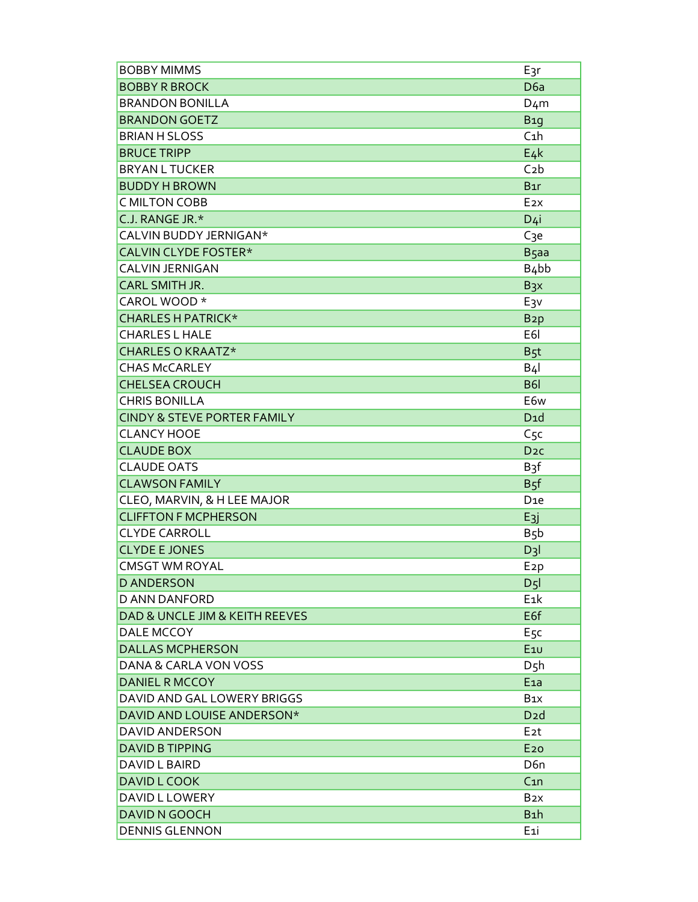| | |
|---|---|
| BOBBY MIMMS | E3r |
| BOBBY R BROCK | D6a |
| BRANDON BONILLA | D4m |
| BRANDON GOETZ | B1g |
| BRIAN H SLOSS | C1h |
| BRUCE TRIPP | E4k |
| BRYAN L TUCKER | C2b |
| BUDDY H BROWN | B1r |
| C MILTON COBB | E2x |
| C.J. RANGE JR.* | D4i |
| CALVIN BUDDY JERNIGAN* | C3e |
| CALVIN CLYDE FOSTER* | B5aa |
| CALVIN JERNIGAN | B4bb |
| CARL SMITH JR. | B3x |
| CAROL WOOD * | E3v |
| CHARLES H PATRICK* | B2p |
| CHARLES L HALE | E6l |
| CHARLES O KRAATZ* | B5t |
| CHAS McCARLEY | B4l |
| CHELSEA CROUCH | B6l |
| CHRIS BONILLA | E6w |
| CINDY & STEVE PORTER FAMILY | D1d |
| CLANCY HOOE | C5c |
| CLAUDE BOX | D2c |
| CLAUDE OATS | B3f |
| CLAWSON FAMILY | B5f |
| CLEO, MARVIN, & H LEE MAJOR | D1e |
| CLIFFTON F MCPHERSON | E3j |
| CLYDE CARROLL | B5b |
| CLYDE E JONES | D3l |
| CMSGT WM ROYAL | E2p |
| D ANDERSON | D5l |
| D ANN DANFORD | E1k |
| DAD & UNCLE JIM & KEITH REEVES | E6f |
| DALE MCCOY | E5c |
| DALLAS MCPHERSON | E1u |
| DANA & CARLA VON VOSS | D5h |
| DANIEL R MCCOY | E1a |
| DAVID AND GAL LOWERY BRIGGS | B1x |
| DAVID AND LOUISE ANDERSON* | D2d |
| DAVID ANDERSON | E2t |
| DAVID B TIPPING | E2o |
| DAVID L BAIRD | D6n |
| DAVID L COOK | C1n |
| DAVID L LOWERY | B2x |
| DAVID N GOOCH | B1h |
| DENNIS GLENNON | E1i |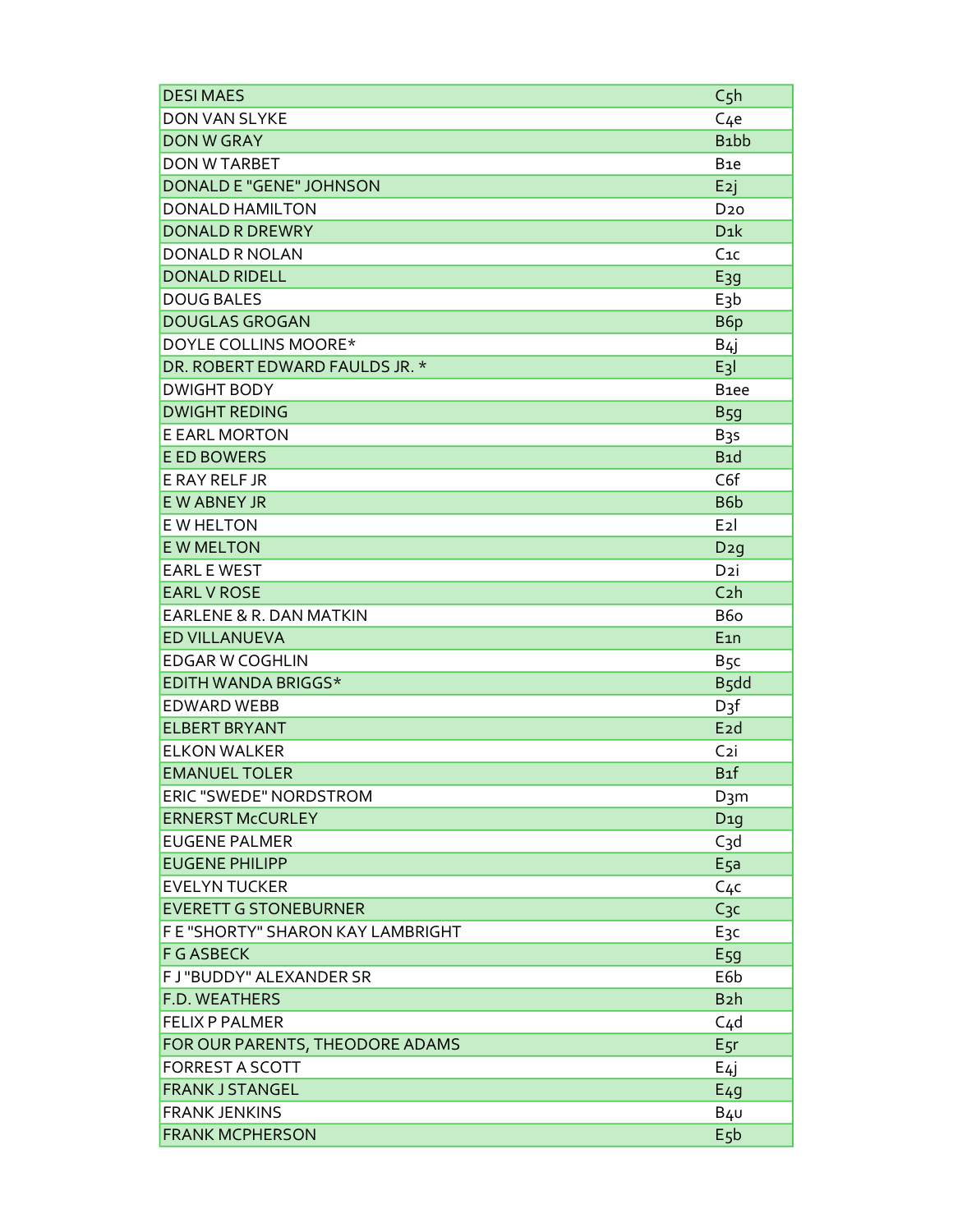| | |
|---|---|
| DESI MAES | C5h |
| DON VAN SLYKE | C4e |
| DON W GRAY | B1bb |
| DON W TARBET | B1e |
| DONALD E "GENE" JOHNSON | E2j |
| DONALD HAMILTON | D2o |
| DONALD R DREWRY | D1k |
| DONALD R NOLAN | C1c |
| DONALD RIDELL | E3g |
| DOUG BALES | E3b |
| DOUGLAS GROGAN | B6p |
| DOYLE COLLINS MOORE* | B4j |
| DR. ROBERT EDWARD FAULDS JR. * | E3l |
| DWIGHT BODY | B1ee |
| DWIGHT REDING | B5g |
| E EARL MORTON | B3s |
| E ED BOWERS | B1d |
| E RAY RELF JR | C6f |
| E W ABNEY JR | B6b |
| E W HELTON | E2l |
| E W MELTON | D2g |
| EARL E WEST | D2i |
| EARL V ROSE | C2h |
| EARLENE & R. DAN MATKIN | B6o |
| ED VILLANUEVA | E1n |
| EDGAR W COGHLIN | B5c |
| EDITH WANDA BRIGGS* | B5dd |
| EDWARD WEBB | D3f |
| ELBERT BRYANT | E2d |
| ELKON WALKER | C2i |
| EMANUEL TOLER | B1f |
| ERIC "SWEDE" NORDSTROM | D3m |
| ERNERST McCURLEY | D1g |
| EUGENE PALMER | C3d |
| EUGENE PHILIPP | E5a |
| EVELYN TUCKER | C4c |
| EVERETT G STONEBURNER | C3c |
| F E "SHORTY" SHARON KAY LAMBRIGHT | E3c |
| F G ASBECK | E5g |
| F J "BUDDY" ALEXANDER SR | E6b |
| F.D. WEATHERS | B2h |
| FELIX P PALMER | C4d |
| FOR OUR PARENTS, THEODORE ADAMS | E5r |
| FORREST A SCOTT | E4j |
| FRANK J STANGEL | E4g |
| FRANK JENKINS | B4u |
| FRANK MCPHERSON | E5b |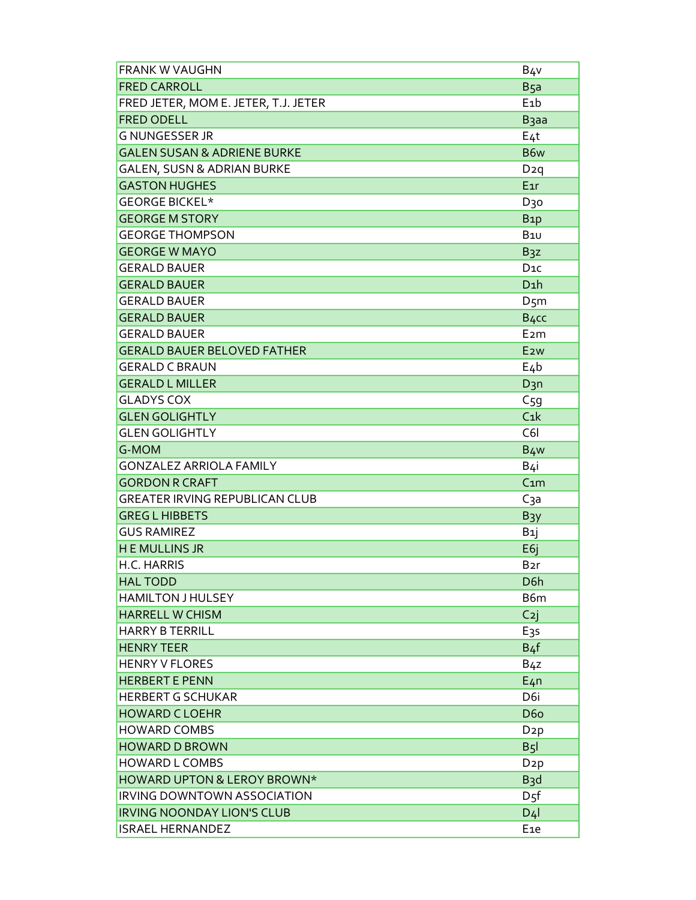| FRANK W VAUGHN | B4v |
|---|---|
| FRED CARROLL | B5a |
| FRED JETER, MOM E. JETER, T.J. JETER | E1b |
| FRED ODELL | B3aa |
| G NUNGESSER JR | E4t |
| GALEN SUSAN & ADRIENE BURKE | B6w |
| GALEN, SUSN & ADRIAN BURKE | D2q |
| GASTON HUGHES | E1r |
| GEORGE BICKEL* | D3o |
| GEORGE M STORY | B1p |
| GEORGE THOMPSON | B1u |
| GEORGE W MAYO | B3z |
| GERALD BAUER | D1c |
| GERALD BAUER | D1h |
| GERALD BAUER | D5m |
| GERALD BAUER | B4cc |
| GERALD BAUER | E2m |
| GERALD BAUER BELOVED FATHER | E2w |
| GERALD C BRAUN | E4b |
| GERALD L MILLER | D3n |
| GLADYS COX | C5g |
| GLEN GOLIGHTLY | C1k |
| GLEN GOLIGHTLY | C6l |
| G-MOM | B4w |
| GONZALEZ ARRIOLA FAMILY | B4i |
| GORDON R CRAFT | C1m |
| GREATER IRVING REPUBLICAN CLUB | C3a |
| GREG L HIBBETS | B3y |
| GUS RAMIREZ | B1j |
| H E MULLINS JR | E6j |
| H.C. HARRIS | B2r |
| HAL TODD | D6h |
| HAMILTON J HULSEY | B6m |
| HARRELL W CHISM | C2j |
| HARRY B TERRILL | E3s |
| HENRY TEER | B4f |
| HENRY V FLORES | B4z |
| HERBERT E PENN | E4n |
| HERBERT G SCHUKAR | D6i |
| HOWARD C LOEHR | D6o |
| HOWARD COMBS | D2p |
| HOWARD D BROWN | B5l |
| HOWARD L COMBS | D2p |
| HOWARD UPTON & LEROY BROWN* | B3d |
| IRVING DOWNTOWN ASSOCIATION | D5f |
| IRVING NOONDAY LION'S CLUB | D4l |
| ISRAEL HERNANDEZ | E1e |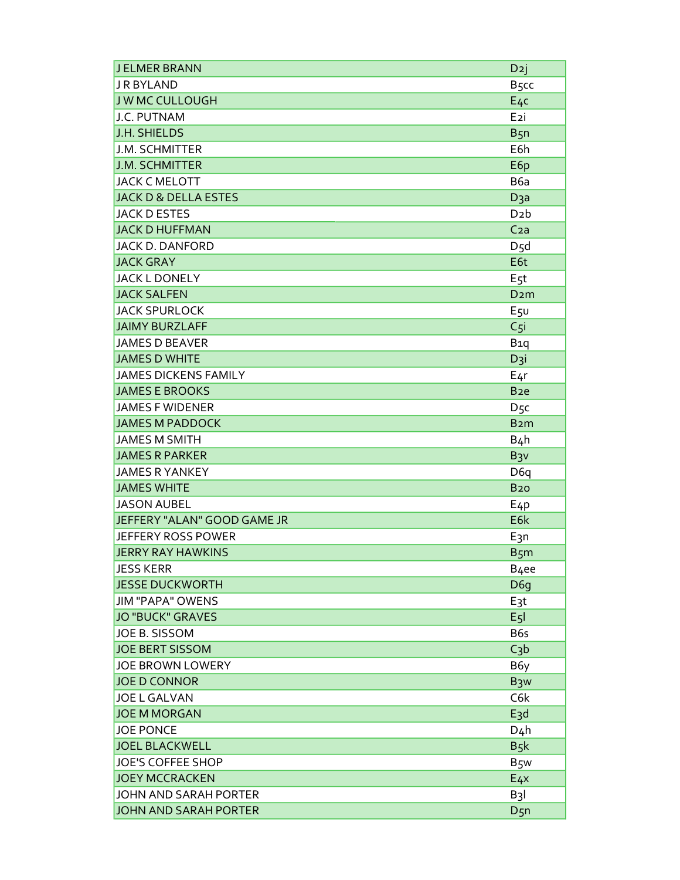| | |
|---|---|
| J ELMER BRANN | D2j |
| J R BYLAND | B5cc |
| J W MC CULLOUGH | E4c |
| J.C. PUTNAM | E2i |
| J.H. SHIELDS | B5n |
| J.M. SCHMITTER | E6h |
| J.M. SCHMITTER | E6p |
| JACK C MELOTT | B6a |
| JACK D & DELLA ESTES | D3a |
| JACK D ESTES | D2b |
| JACK D HUFFMAN | C2a |
| JACK D. DANFORD | D5d |
| JACK GRAY | E6t |
| JACK L DONELY | E5t |
| JACK SALFEN | D2m |
| JACK SPURLOCK | E5u |
| JAIMY BURZLAFF | C5i |
| JAMES D BEAVER | B1q |
| JAMES D WHITE | D3i |
| JAMES DICKENS FAMILY | E4r |
| JAMES E BROOKS | B2e |
| JAMES F WIDENER | D5c |
| JAMES M PADDOCK | B2m |
| JAMES M SMITH | B4h |
| JAMES R PARKER | B3v |
| JAMES R YANKEY | D6q |
| JAMES WHITE | B2o |
| JASON AUBEL | E4p |
| JEFFERY "ALAN" GOOD GAME JR | E6k |
| JEFFERY ROSS POWER | E3n |
| JERRY RAY HAWKINS | B5m |
| JESS KERR | B4ee |
| JESSE DUCKWORTH | D6g |
| JIM "PAPA" OWENS | E3t |
| JO "BUCK" GRAVES | E5l |
| JOE B. SISSOM | B6s |
| JOE BERT SISSOM | C3b |
| JOE BROWN LOWERY | B6y |
| JOE D CONNOR | B3w |
| JOE L GALVAN | C6k |
| JOE M MORGAN | E3d |
| JOE PONCE | D4h |
| JOEL BLACKWELL | B5k |
| JOE'S COFFEE SHOP | B5w |
| JOEY MCCRACKEN | E4x |
| JOHN AND SARAH PORTER | B3l |
| JOHN AND SARAH PORTER | D5n |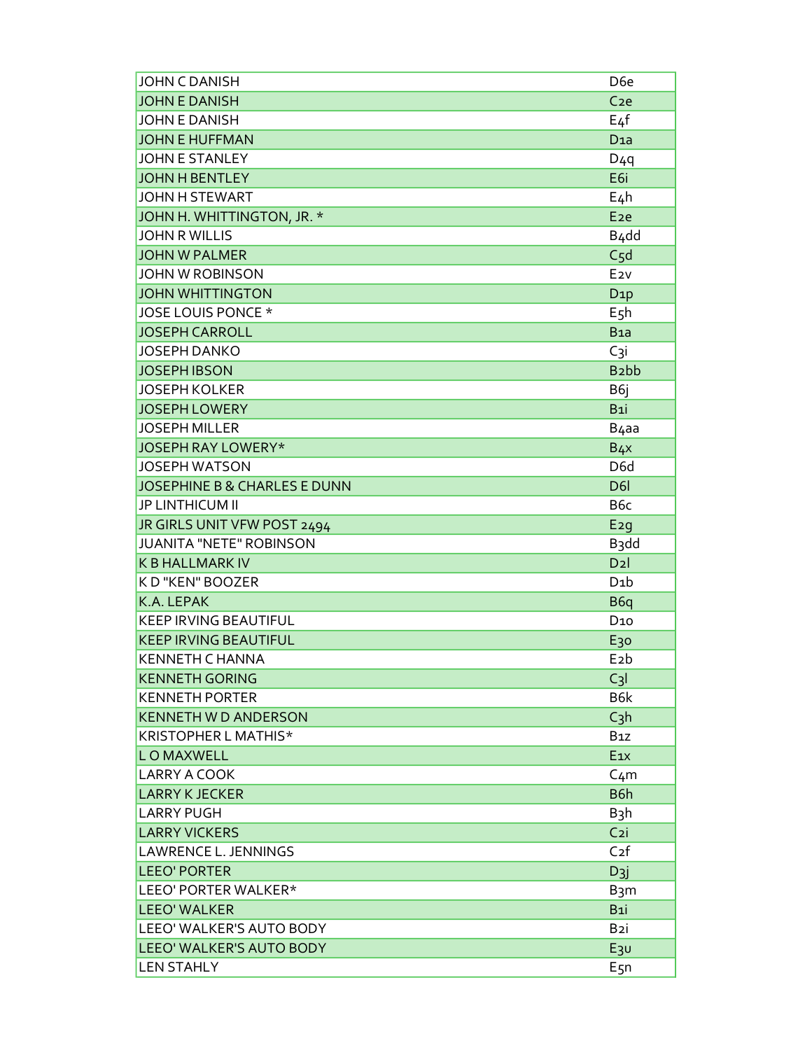| | |
|---|---|
| JOHN C DANISH | D6e |
| JOHN E DANISH | C2e |
| JOHN E DANISH | E4f |
| JOHN E HUFFMAN | D1a |
| JOHN E STANLEY | D4q |
| JOHN H BENTLEY | E6i |
| JOHN H STEWART | E4h |
| JOHN H. WHITTINGTON, JR. * | E2e |
| JOHN R WILLIS | B4dd |
| JOHN W PALMER | C5d |
| JOHN W ROBINSON | E2v |
| JOHN WHITTINGTON | D1p |
| JOSE LOUIS PONCE * | E5h |
| JOSEPH CARROLL | B1a |
| JOSEPH DANKO | C3i |
| JOSEPH IBSON | B2bb |
| JOSEPH KOLKER | B6j |
| JOSEPH LOWERY | B1i |
| JOSEPH MILLER | B4aa |
| JOSEPH RAY LOWERY* | B4x |
| JOSEPH WATSON | D6d |
| JOSEPHINE B & CHARLES E DUNN | D6l |
| JP LINTHICUM II | B6c |
| JR GIRLS UNIT VFW POST 2494 | E2g |
| JUANITA "NETE" ROBINSON | B3dd |
| K B HALLMARK IV | D2l |
| K D "KEN" BOOZER | D1b |
| K.A. LEPAK | B6q |
| KEEP IRVING BEAUTIFUL | D10 |
| KEEP IRVING BEAUTIFUL | E30 |
| KENNETH C HANNA | E2b |
| KENNETH GORING | C3l |
| KENNETH PORTER | B6k |
| KENNETH W D ANDERSON | C3h |
| KRISTOPHER L MATHIS* | B1z |
| L O MAXWELL | E1x |
| LARRY A COOK | C4m |
| LARRY K JECKER | B6h |
| LARRY PUGH | B3h |
| LARRY VICKERS | C2i |
| LAWRENCE L. JENNINGS | C2f |
| LEEO' PORTER | D3j |
| LEEO' PORTER WALKER* | B3m |
| LEEO' WALKER | B1i |
| LEEO' WALKER'S AUTO BODY | B2i |
| LEEO' WALKER'S AUTO BODY | E3u |
| LEN STAHLY | E5n |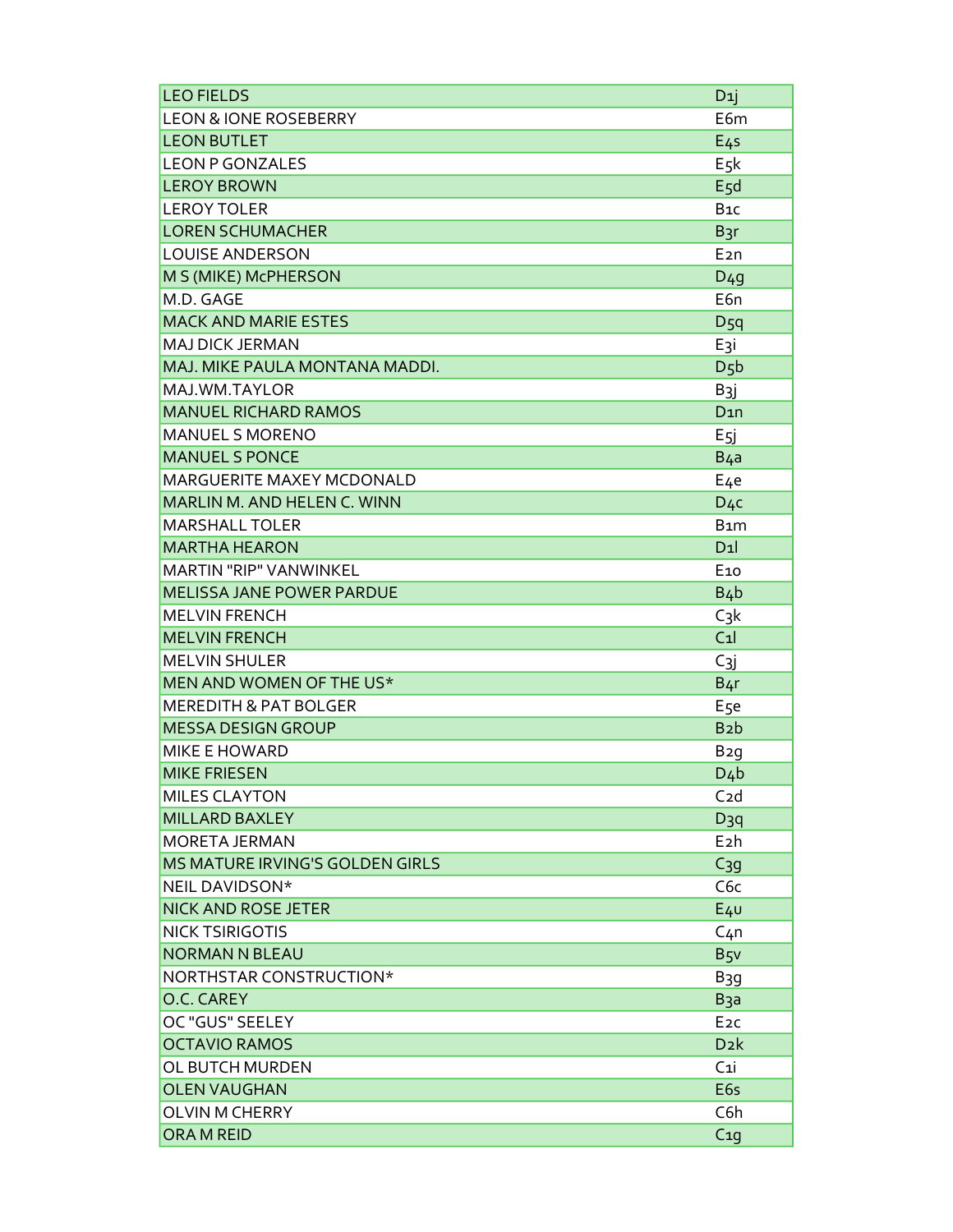| | |
|---|---|
| LEO FIELDS | D1j |
| LEON & IONE ROSEBERRY | E6m |
| LEON BUTLET | E4s |
| LEON P GONZALES | E5k |
| LEROY BROWN | E5d |
| LEROY TOLER | B1c |
| LOREN SCHUMACHER | B3r |
| LOUISE ANDERSON | E2n |
| M S (MIKE) McPHERSON | D4g |
| M.D. GAGE | E6n |
| MACK AND MARIE ESTES | D5q |
| MAJ DICK JERMAN | E3i |
| MAJ. MIKE PAULA MONTANA MADDI. | D5b |
| MAJ.WM.TAYLOR | B3j |
| MANUEL RICHARD RAMOS | D1n |
| MANUEL S MORENO | E5j |
| MANUEL S PONCE | B4a |
| MARGUERITE MAXEY MCDONALD | E4e |
| MARLIN M. AND HELEN C. WINN | D4c |
| MARSHALL TOLER | B1m |
| MARTHA HEARON | D1l |
| MARTIN "RIP" VANWINKEL | E10 |
| MELISSA JANE POWER PARDUE | B4b |
| MELVIN FRENCH | C3k |
| MELVIN FRENCH | C1l |
| MELVIN SHULER | C3j |
| MEN AND WOMEN OF THE US* | B4r |
| MEREDITH & PAT BOLGER | E5e |
| MESSA DESIGN GROUP | B2b |
| MIKE E HOWARD | B2g |
| MIKE FRIESEN | D4b |
| MILES CLAYTON | C2d |
| MILLARD BAXLEY | D3q |
| MORETA JERMAN | E2h |
| MS MATURE IRVING'S GOLDEN GIRLS | C3g |
| NEIL DAVIDSON* | C6c |
| NICK AND ROSE JETER | E4u |
| NICK TSIRIGOTIS | C4n |
| NORMAN N BLEAU | B5v |
| NORTHSTAR CONSTRUCTION* | B3g |
| O.C. CAREY | B3a |
| OC "GUS" SEELEY | E2c |
| OCTAVIO RAMOS | D2k |
| OL BUTCH MURDEN | C1i |
| OLEN VAUGHAN | E6s |
| OLVIN M CHERRY | C6h |
| ORA M REID | C1g |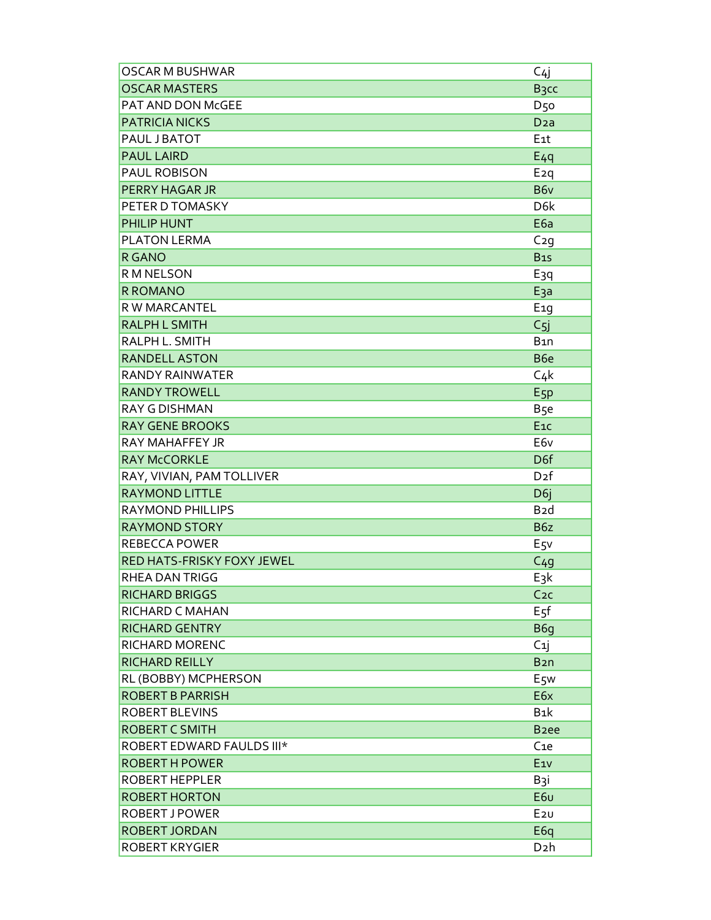| | |
|---|---|
| OSCAR M BUSHWAR | C4j |
| OSCAR MASTERS | B3cc |
| PAT AND DON McGEE | D5o |
| PATRICIA NICKS | D2a |
| PAUL J BATOT | E1t |
| PAUL LAIRD | E4q |
| PAUL ROBISON | E2q |
| PERRY HAGAR JR | B6v |
| PETER D TOMASKY | D6k |
| PHILIP HUNT | E6a |
| PLATON LERMA | C2g |
| R GANO | B1s |
| R M NELSON | E3q |
| R ROMANO | E3a |
| R W MARCANTEL | E1g |
| RALPH L SMITH | C5j |
| RALPH L. SMITH | B1n |
| RANDELL ASTON | B6e |
| RANDY RAINWATER | C4k |
| RANDY TROWELL | E5p |
| RAY G DISHMAN | B5e |
| RAY GENE BROOKS | E1c |
| RAY MAHAFFEY JR | E6v |
| RAY McCORKLE | D6f |
| RAY, VIVIAN, PAM TOLLIVER | D2f |
| RAYMOND LITTLE | D6j |
| RAYMOND PHILLIPS | B2d |
| RAYMOND STORY | B6z |
| REBECCA POWER | E5v |
| RED HATS-FRISKY FOXY JEWEL | C4g |
| RHEA DAN TRIGG | E3k |
| RICHARD BRIGGS | C2c |
| RICHARD C MAHAN | E5f |
| RICHARD GENTRY | B6g |
| RICHARD MORENC | C1j |
| RICHARD REILLY | B2n |
| RL (BOBBY) MCPHERSON | E5w |
| ROBERT B PARRISH | E6x |
| ROBERT BLEVINS | B1k |
| ROBERT C SMITH | B2ee |
| ROBERT EDWARD FAULDS III* | C1e |
| ROBERT H POWER | E1v |
| ROBERT HEPPLER | B3i |
| ROBERT HORTON | E6u |
| ROBERT J POWER | E2u |
| ROBERT JORDAN | E6q |
| ROBERT KRYGIER | D2h |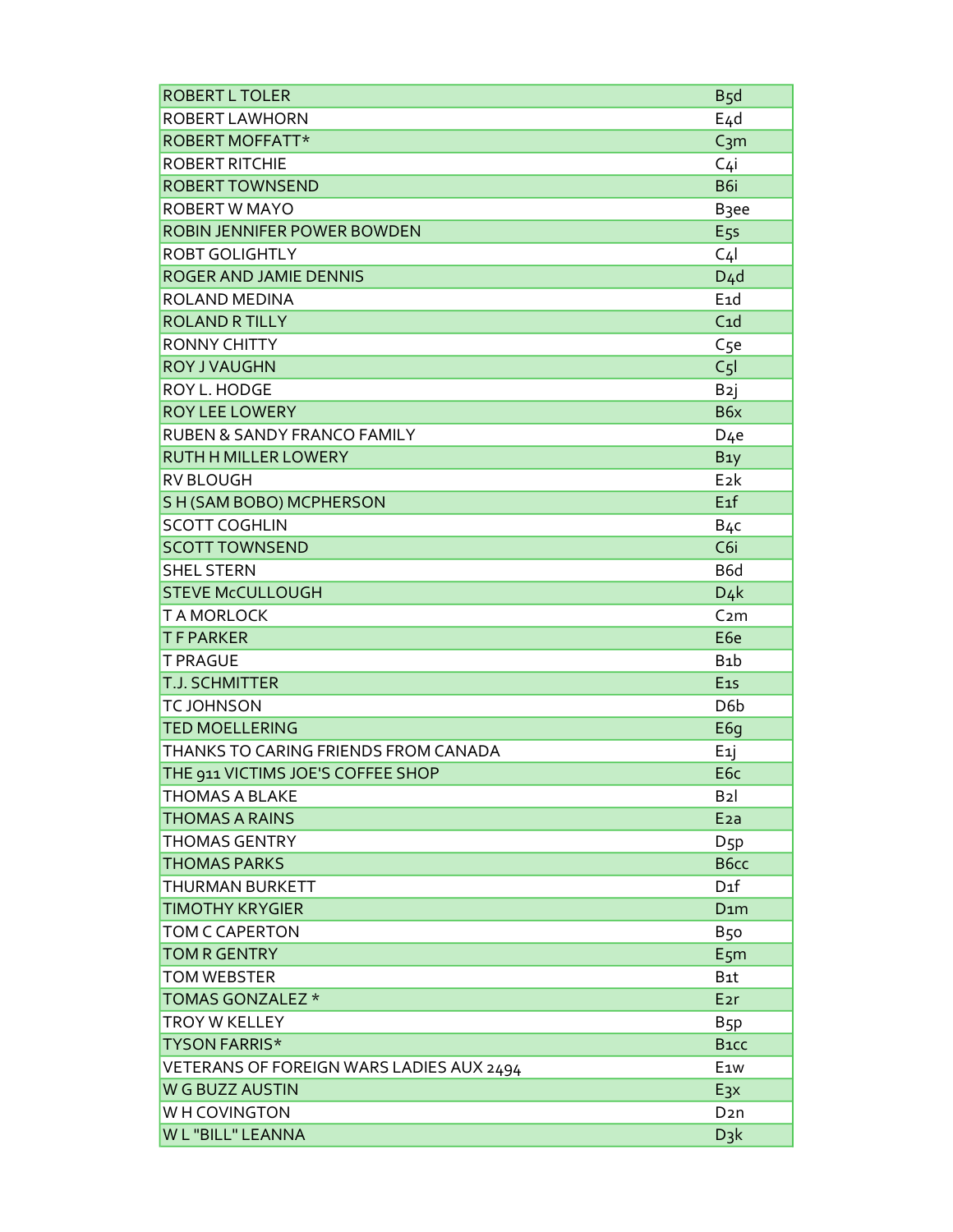| | |
|---|---|
| ROBERT L TOLER | B5d |
| ROBERT LAWHORN | E4d |
| ROBERT MOFFATT* | C3m |
| ROBERT RITCHIE | C4i |
| ROBERT TOWNSEND | B6i |
| ROBERT W MAYO | B3ee |
| ROBIN JENNIFER POWER BOWDEN | E5s |
| ROBT GOLIGHTLY | C4l |
| ROGER AND JAMIE DENNIS | D4d |
| ROLAND MEDINA | E1d |
| ROLAND R TILLY | C1d |
| RONNY CHITTY | C5e |
| ROY J VAUGHN | C5l |
| ROY L. HODGE | B2j |
| ROY LEE LOWERY | B6x |
| RUBEN & SANDY FRANCO FAMILY | D4e |
| RUTH H MILLER LOWERY | B1y |
| RV BLOUGH | E2k |
| S H (SAM BOBO) MCPHERSON | E1f |
| SCOTT COGHLIN | B4c |
| SCOTT TOWNSEND | C6i |
| SHEL STERN | B6d |
| STEVE McCULLOUGH | D4k |
| T A MORLOCK | C2m |
| T F PARKER | E6e |
| T PRAGUE | B1b |
| T.J. SCHMITTER | E1s |
| TC JOHNSON | D6b |
| TED MOELLERING | E6g |
| THANKS TO CARING FRIENDS FROM CANADA | E1j |
| THE 911 VICTIMS JOE'S COFFEE SHOP | E6c |
| THOMAS A BLAKE | B2l |
| THOMAS A RAINS | E2a |
| THOMAS GENTRY | D5p |
| THOMAS PARKS | B6cc |
| THURMAN BURKETT | D1f |
| TIMOTHY KRYGIER | D1m |
| TOM C CAPERTON | B5o |
| TOM R GENTRY | E5m |
| TOM WEBSTER | B1t |
| TOMAS GONZALEZ * | E2r |
| TROY W KELLEY | B5p |
| TYSON FARRIS* | B1cc |
| VETERANS OF FOREIGN WARS LADIES AUX 2494 | E1w |
| W G BUZZ AUSTIN | E3x |
| W H COVINGTON | D2n |
| W L "BILL" LEANNA | D3k |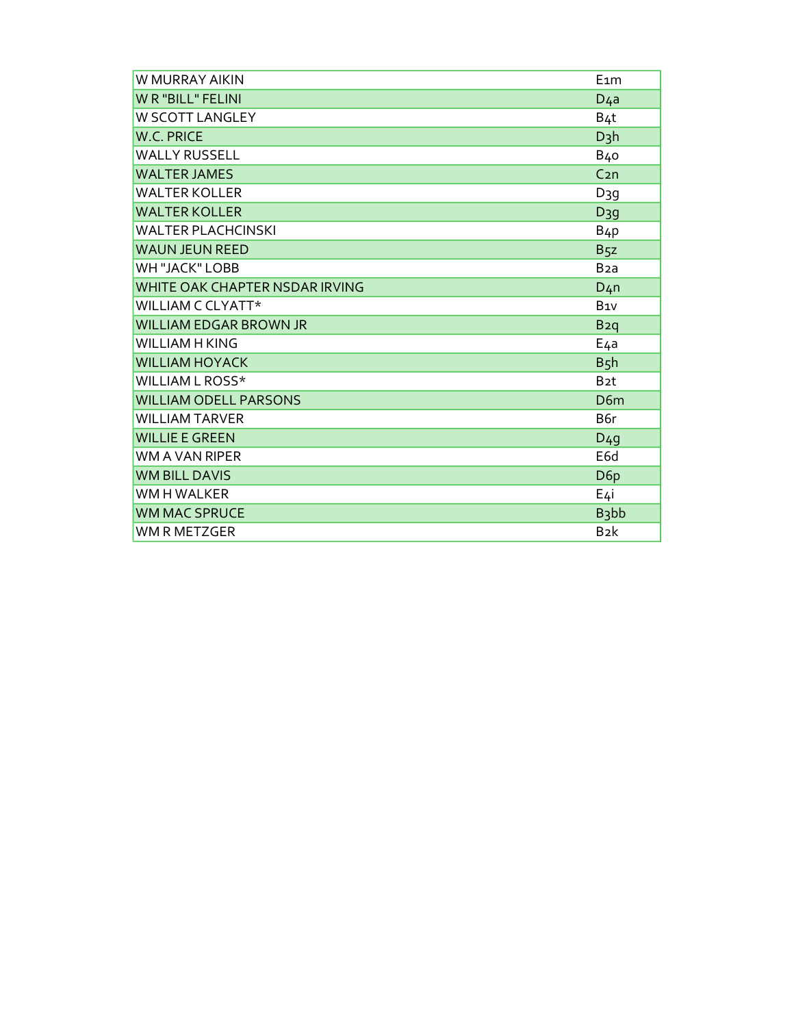| | |
|---|---|
| W MURRAY AIKIN | E1m |
| W R "BILL" FELINI | D4a |
| W SCOTT LANGLEY | B4t |
| W.C. PRICE | D3h |
| WALLY RUSSELL | B4o |
| WALTER JAMES | C2n |
| WALTER KOLLER | D3g |
| WALTER KOLLER | D3g |
| WALTER PLACHCINSKI | B4p |
| WAUN JEUN REED | B5z |
| WH "JACK" LOBB | B2a |
| WHITE OAK CHAPTER NSDAR IRVING | D4n |
| WILLIAM C CLYATT* | B1v |
| WILLIAM EDGAR BROWN JR | B2q |
| WILLIAM H KING | E4a |
| WILLIAM HOYACK | B5h |
| WILLIAM L ROSS* | B2t |
| WILLIAM ODELL PARSONS | D6m |
| WILLIAM TARVER | B6r |
| WILLIE E GREEN | D4g |
| WM A VAN RIPER | E6d |
| WM BILL DAVIS | D6p |
| WM H WALKER | E4i |
| WM MAC SPRUCE | B3bb |
| WM R METZGER | B2k |